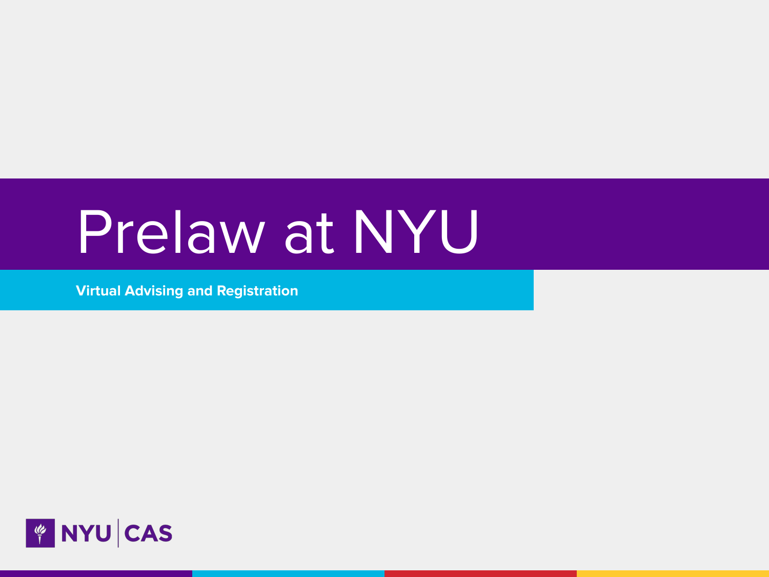# Prelaw at NYU

**Virtual Advising and Registration**

NYU | CAS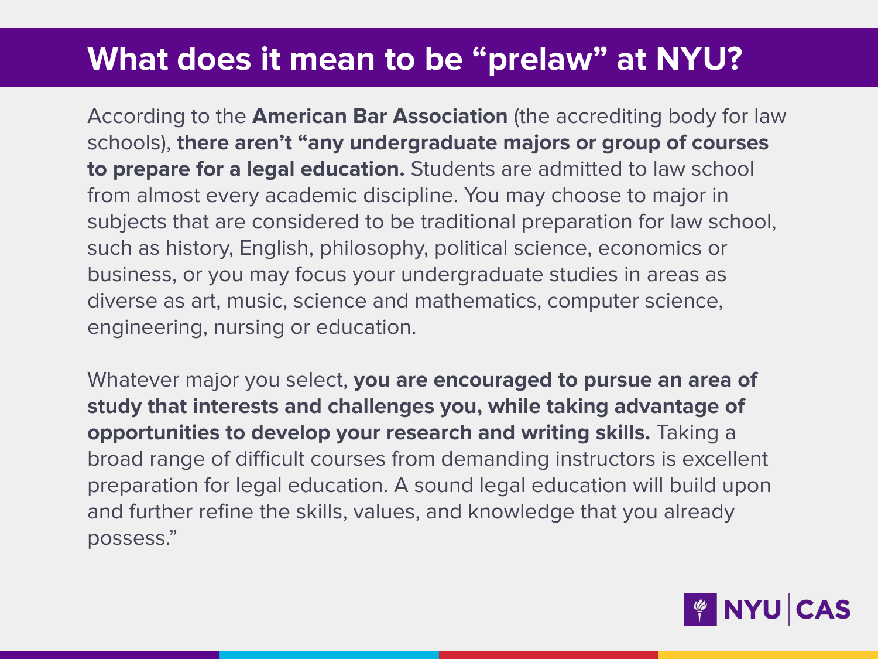# What does it mean to be “prelaw” at NYU?

According to the **American Bar Association** (the accrediting body for law schools), **there aren’t “any undergraduate majors or group of courses to prepare for a legal education.** Students are admitted to law school from almost every academic discipline. You may choose to major in subjects that are considered to be traditional preparation for law school, such as history, English, philosophy, political science, economics or business, or you may focus your undergraduate studies in areas as diverse as art, music, science and mathematics, computer science, engineering, nursing or education.

Whatever major you select, **you are encouraged to pursue an area of study that interests and challenges you, while taking advantage of opportunities to develop your research and writing skills.** Taking a broad range of difficult courses from demanding instructors is excellent preparation for legal education. A sound legal education will build upon and further refine the skills, values, and knowledge that you already possess.”

NYU | CAS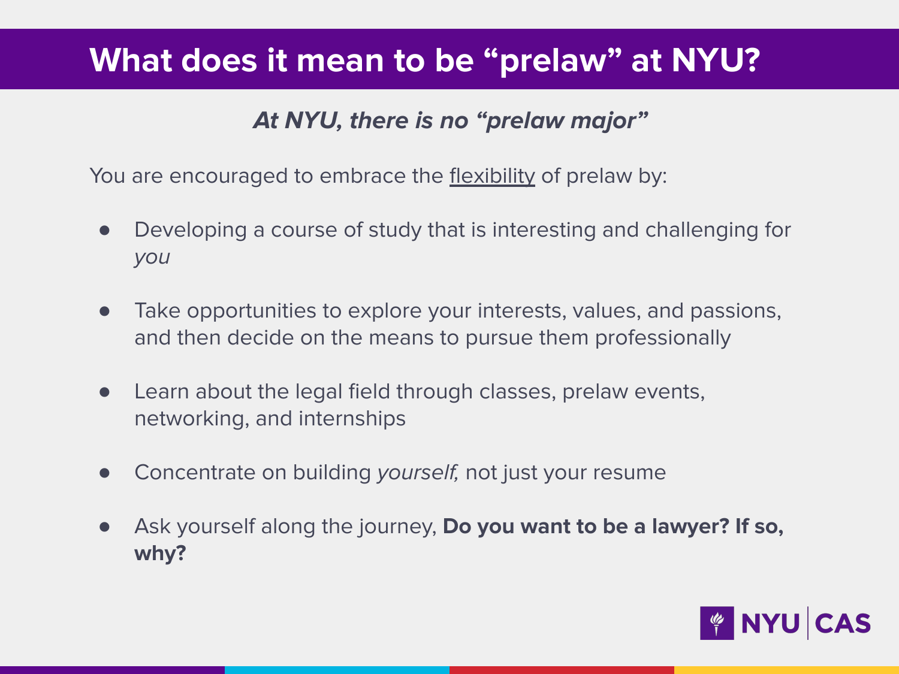# What does it mean to be "prelaw" at NYU?

***At NYU, there is no "prelaw major"***

You are encouraged to embrace the <u>flexibility</u> of prelaw by:

- Developing a course of study that is interesting and challenging for *you*
- Take opportunities to explore your interests, values, and passions, and then decide on the means to pursue them professionally
- Learn about the legal field through classes, prelaw events, networking, and internships
- Concentrate on building *yourself,* not just your resume
- Ask yourself along the journey, **Do you want to be a lawyer? If so, why?**

NYU | CAS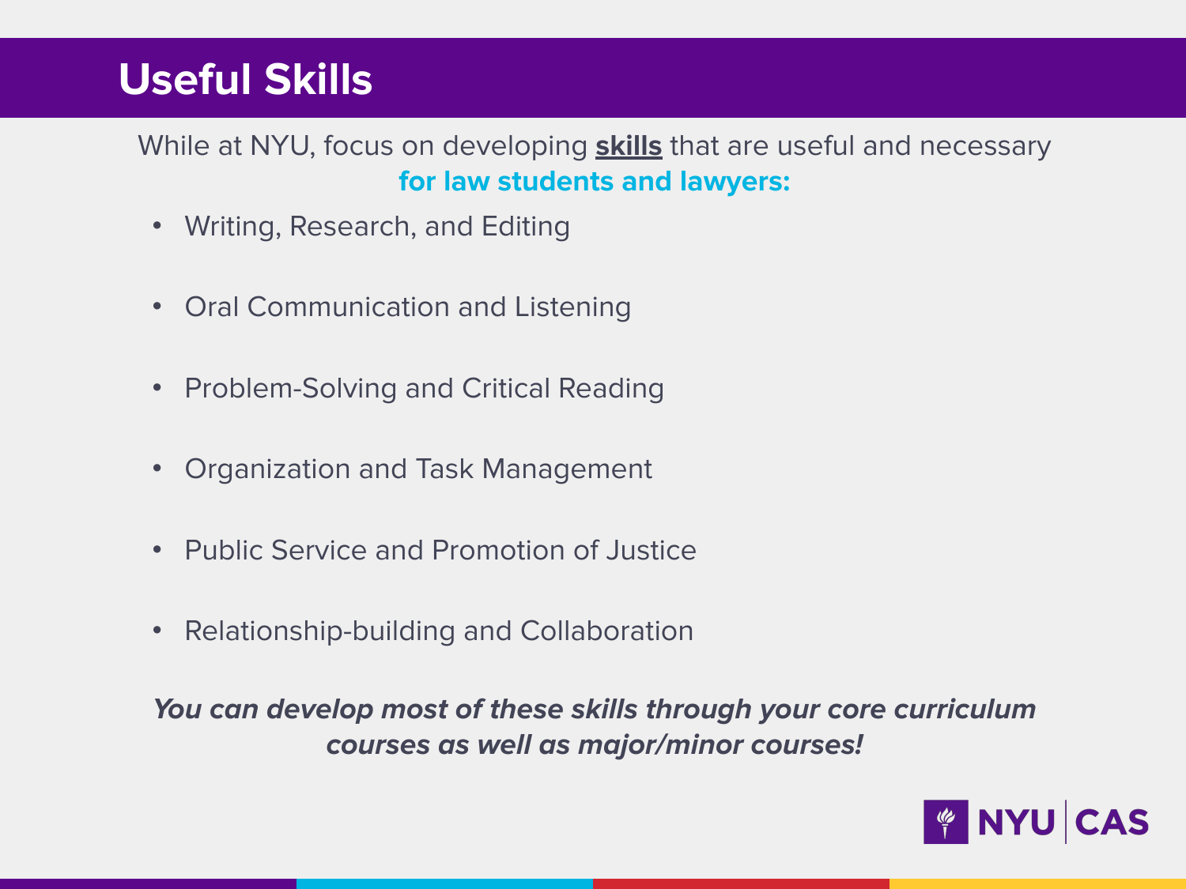# Useful Skills

While at NYU, focus on developing **skills** that are useful and necessary **for law students and lawyers:**

- Writing, Research, and Editing
- Oral Communication and Listening
- Problem-Solving and Critical Reading
- Organization and Task Management
- Public Service and Promotion of Justice
- Relationship-building and Collaboration

***You can develop most of these skills through your core curriculum courses as well as major/minor courses!***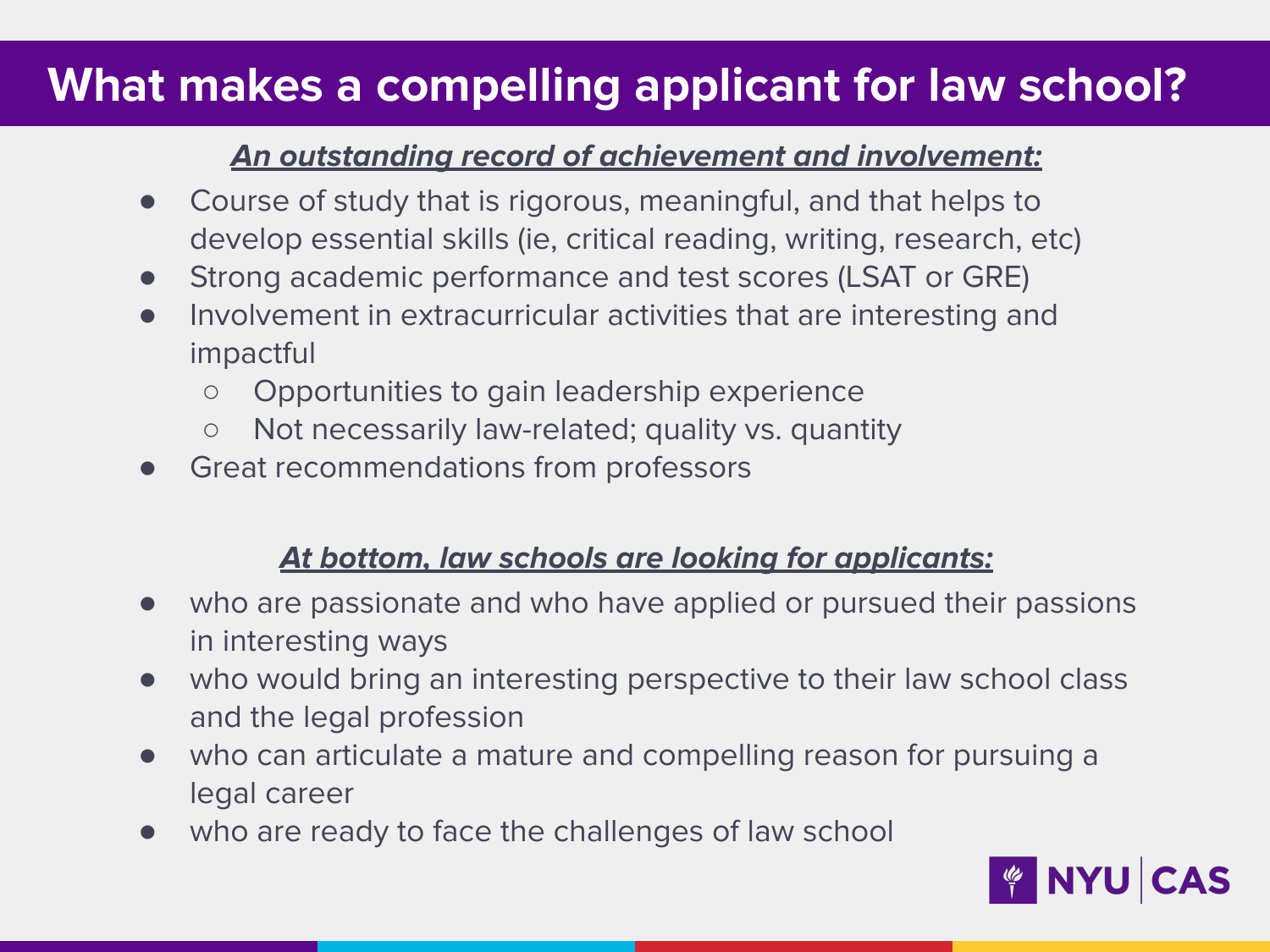# What makes a compelling applicant for law school?

***An outstanding record of achievement and involvement:***

- Course of study that is rigorous, meaningful, and that helps to develop essential skills (ie, critical reading, writing, research, etc)
- Strong academic performance and test scores (LSAT or GRE)
- Involvement in extracurricular activities that are interesting and impactful
  - Opportunities to gain leadership experience
  - Not necessarily law-related; quality vs. quantity
- Great recommendations from professors

***At bottom, law schools are looking for applicants:***

- who are passionate and who have applied or pursued their passions in interesting ways
- who would bring an interesting perspective to their law school class and the legal profession
- who can articulate a mature and compelling reason for pursuing a legal career
- who are ready to face the challenges of law school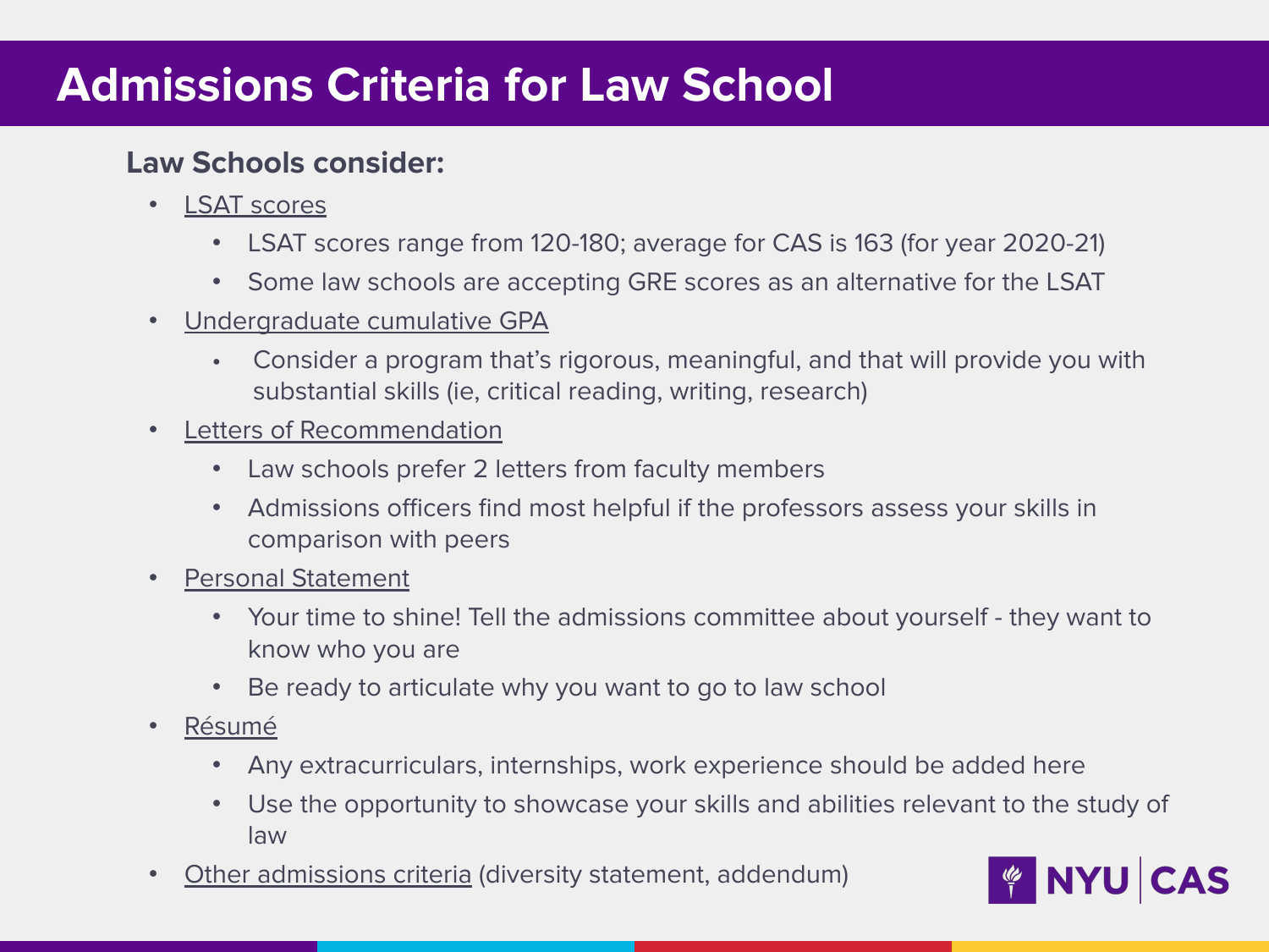# Admissions Criteria for Law School

**Law Schools consider:**

- LSAT scores
  - LSAT scores range from 120-180; average for CAS is 163 (for year 2020-21)
  - Some law schools are accepting GRE scores as an alternative for the LSAT
- Undergraduate cumulative GPA
  - Consider a program that's rigorous, meaningful, and that will provide you with substantial skills (ie, critical reading, writing, research)
- Letters of Recommendation
  - Law schools prefer 2 letters from faculty members
  - Admissions officers find most helpful if the professors assess your skills in comparison with peers
- Personal Statement
  - Your time to shine! Tell the admissions committee about yourself - they want to know who you are
  - Be ready to articulate why you want to go to law school
- Résumé
  - Any extracurriculars, internships, work experience should be added here
  - Use the opportunity to showcase your skills and abilities relevant to the study of law
- Other admissions criteria (diversity statement, addendum)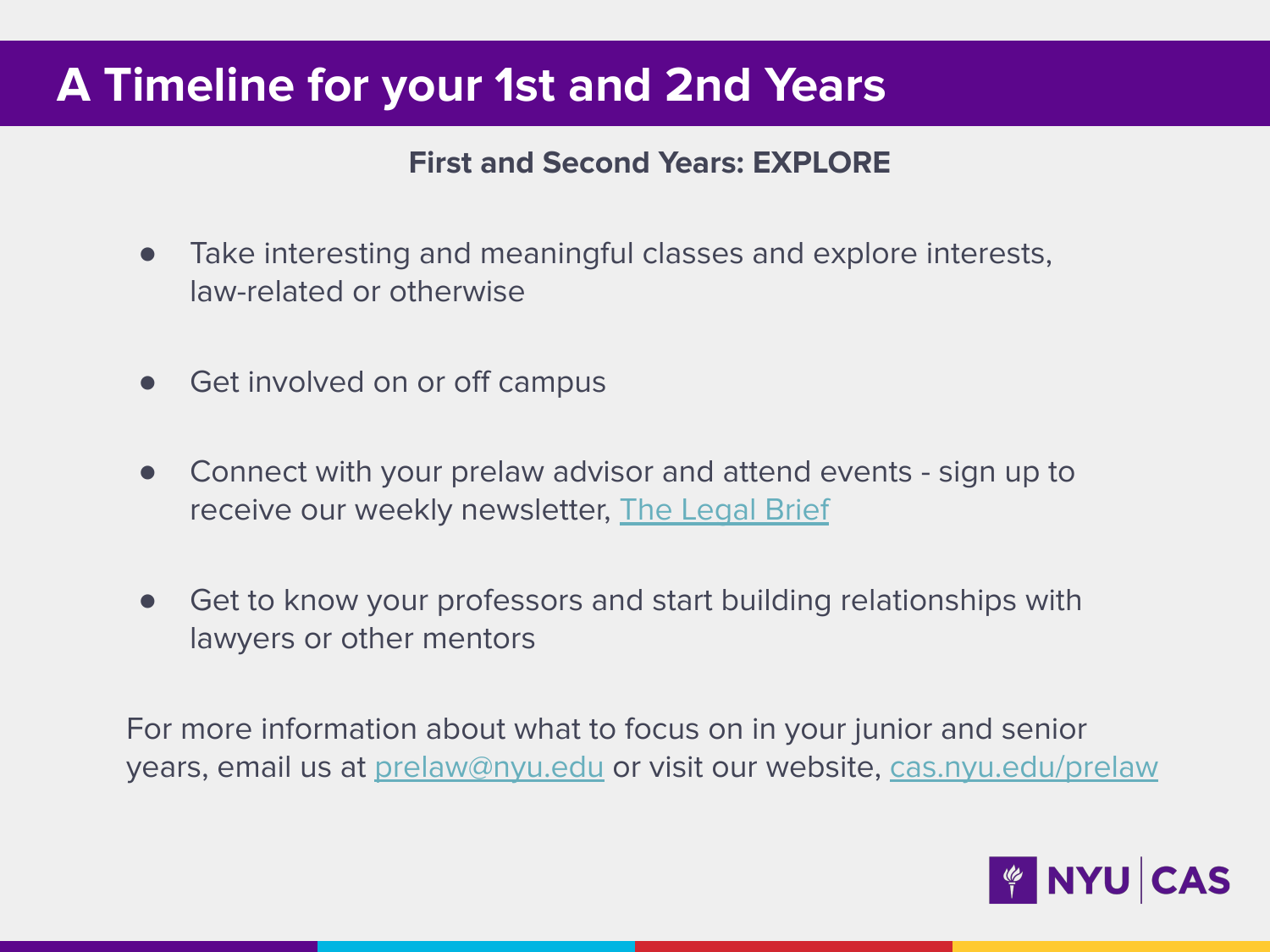# A Timeline for your 1st and 2nd Years

**First and Second Years: EXPLORE**

- Take interesting and meaningful classes and explore interests, law-related or otherwise
- Get involved on or off campus
- Connect with your prelaw advisor and attend events - sign up to receive our weekly newsletter, The Legal Brief
- Get to know your professors and start building relationships with lawyers or other mentors

For more information about what to focus on in your junior and senior years, email us at prelaw@nyu.edu or visit our website, cas.nyu.edu/prelaw

NYU | CAS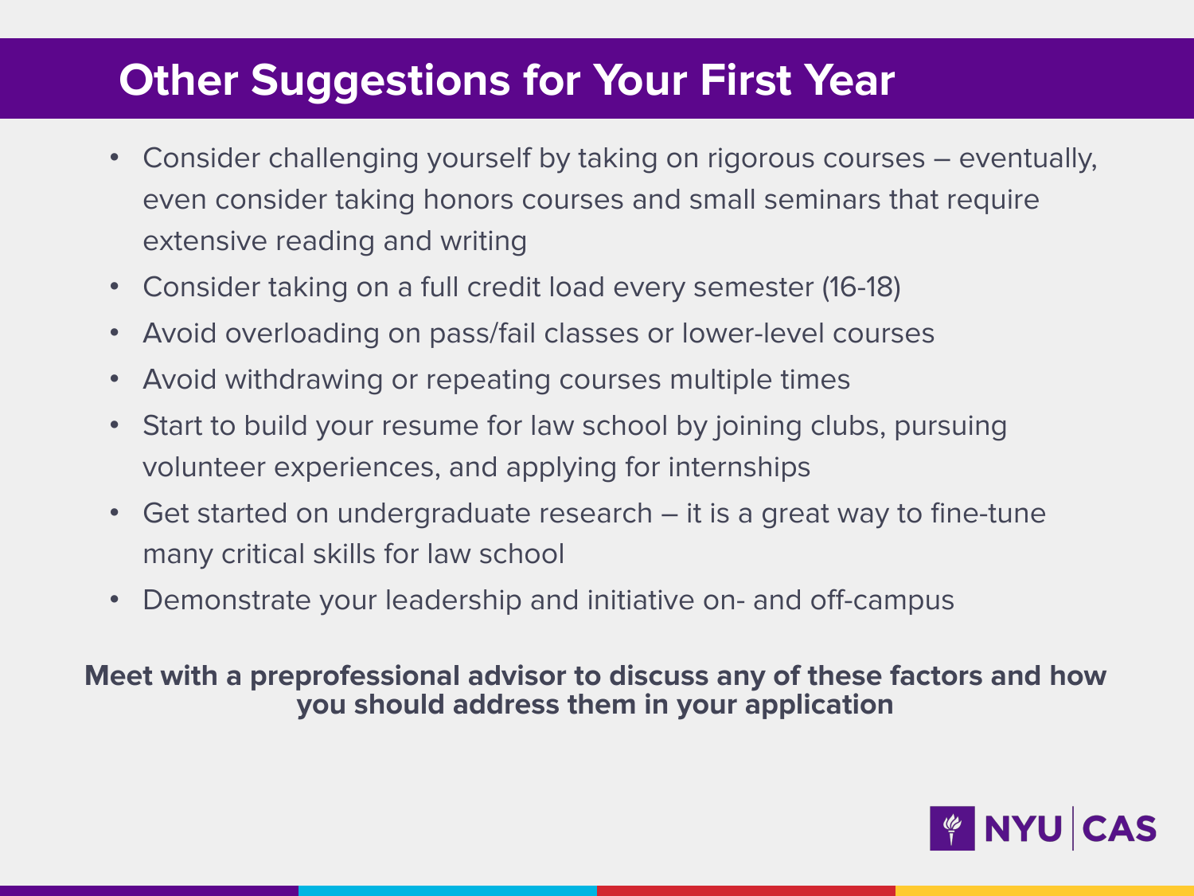# Other Suggestions for Your First Year

- Consider challenging yourself by taking on rigorous courses – eventually, even consider taking honors courses and small seminars that require extensive reading and writing
- Consider taking on a full credit load every semester (16-18)
- Avoid overloading on pass/fail classes or lower-level courses
- Avoid withdrawing or repeating courses multiple times
- Start to build your resume for law school by joining clubs, pursuing volunteer experiences, and applying for internships
- Get started on undergraduate research – it is a great way to fine-tune many critical skills for law school
- Demonstrate your leadership and initiative on- and off-campus

**Meet with a preprofessional advisor to discuss any of these factors and how you should address them in your application**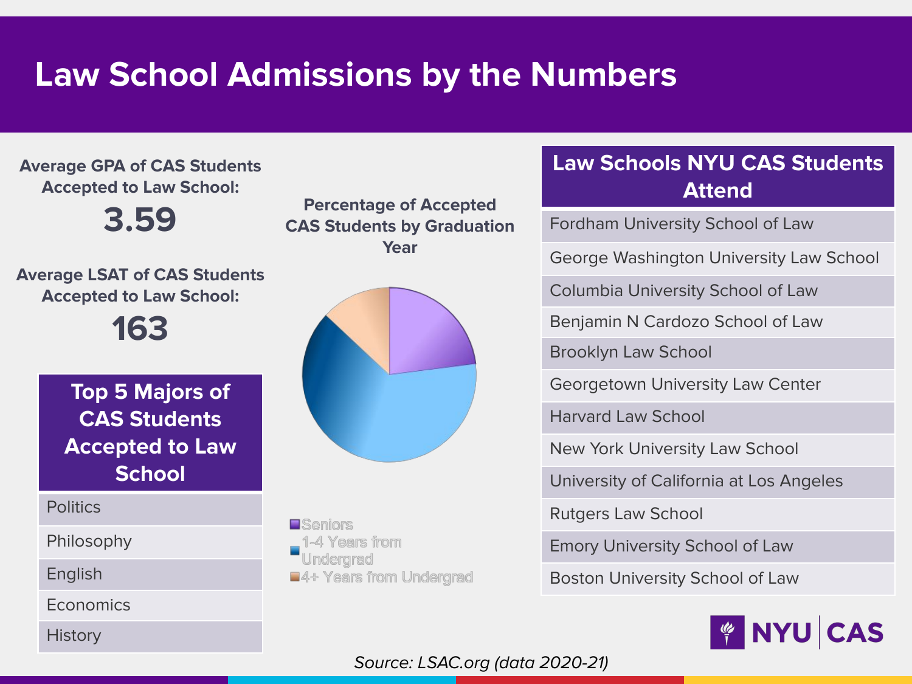# Law School Admissions by the Numbers

**Average GPA of CAS Students Accepted to Law School:**

**3.59**

**Average LSAT of CAS Students Accepted to Law School:**

**163**

| Top 5 Majors of CAS Students Accepted to Law School |
| --- |
| Politics |
| Philosophy |
| English |
| Economics |
| History |

**Percentage of Accepted CAS Students by Graduation Year**

- Seniors
- 1-4 Years from Undergrad
- 4+ Years from Undergrad

| Law Schools NYU CAS Students Attend |
| --- |
| Fordham University School of Law |
| George Washington University Law School |
| Columbia University School of Law |
| Benjamin N Cardozo School of Law |
| Brooklyn Law School |
| Georgetown University Law Center |
| Harvard Law School |
| New York University Law School |
| University of California at Los Angeles |
| Rutgers Law School |
| Emory University School of Law |
| Boston University School of Law |

NYU | CAS

*Source: LSAC.org (data 2020-21)*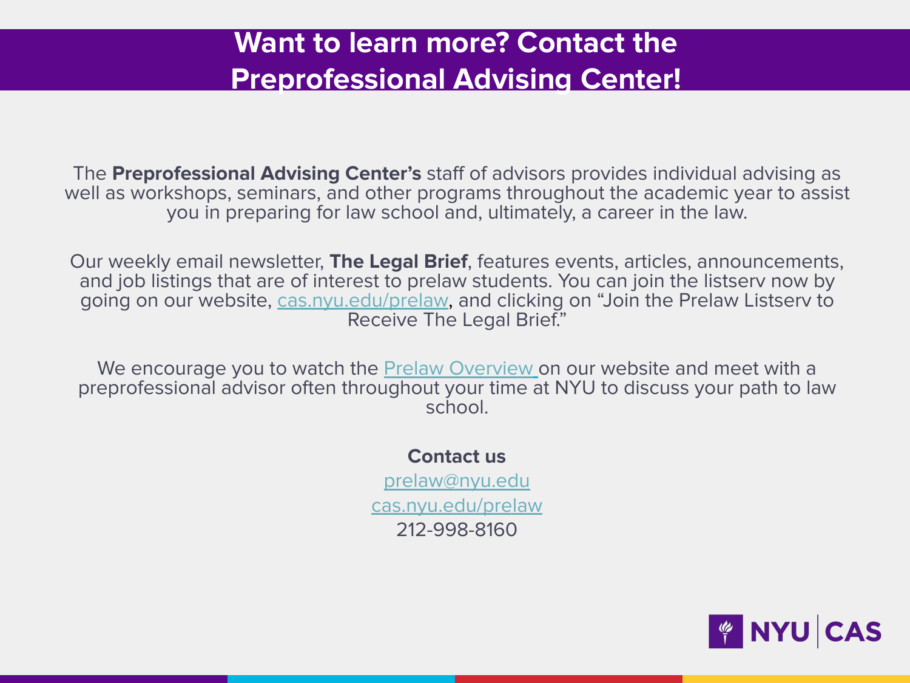# Want to learn more? Contact the Preprofessional Advising Center!

The **Preprofessional Advising Center's** staff of advisors provides individual advising as well as workshops, seminars, and other programs throughout the academic year to assist you in preparing for law school and, ultimately, a career in the law.

Our weekly email newsletter, **The Legal Brief**, features events, articles, announcements, and job listings that are of interest to prelaw students. You can join the listserv now by going on our website, cas.nyu.edu/prelaw, and clicking on "Join the Prelaw Listserv to Receive The Legal Brief."

We encourage you to watch the Prelaw Overview on our website and meet with a preprofessional advisor often throughout your time at NYU to discuss your path to law school.

**Contact us**

prelaw@nyu.edu

cas.nyu.edu/prelaw

212-998-8160

NYU | CAS